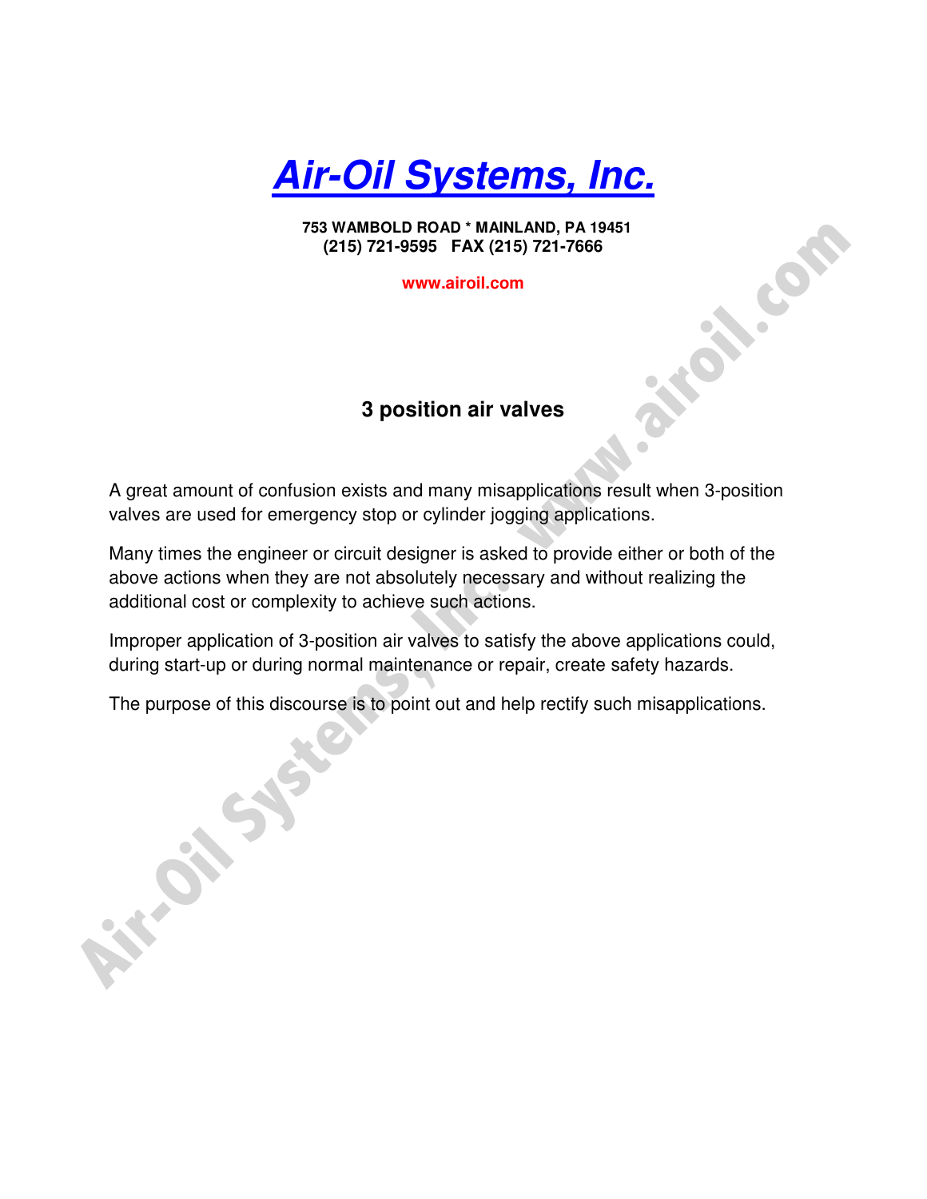# Air-Oil Systems, Inc.

**753 WAMBOLD ROAD * MAINLAND, PA 19451**
**(215) 721-9595   FAX (215) 721-7666**

**www.airoil.com**

## 3 position air valves

A great amount of confusion exists and many misapplications result when 3-position valves are used for emergency stop or cylinder jogging applications.

Many times the engineer or circuit designer is asked to provide either or both of the above actions when they are not absolutely necessary and without realizing the additional cost or complexity to achieve such actions.

Improper application of 3-position air valves to satisfy the above applications could, during start-up or during normal maintenance or repair, create safety hazards.

The purpose of this discourse is to point out and help rectify such misapplications.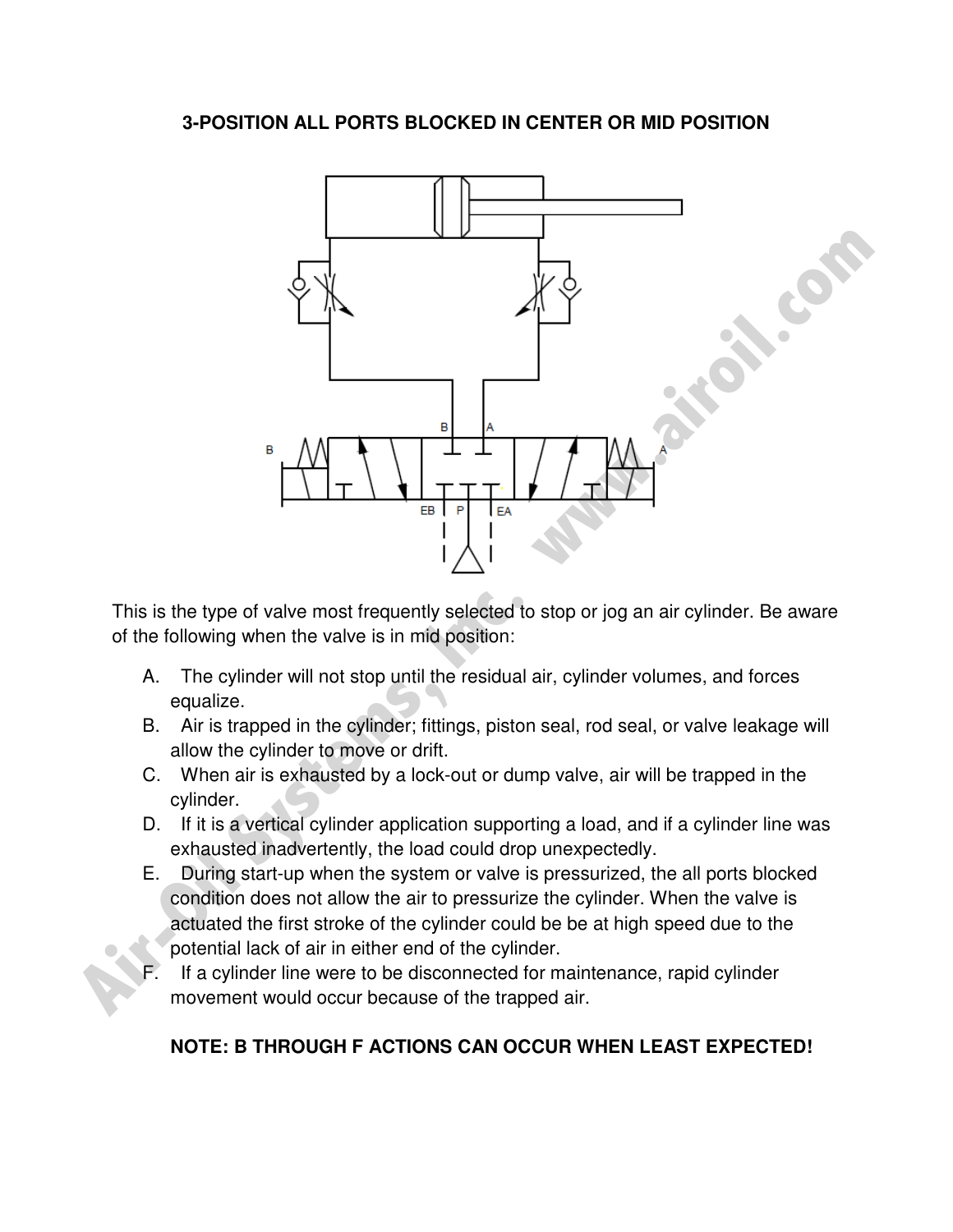**3-POSITION ALL PORTS BLOCKED IN CENTER OR MID POSITION**

This is the type of valve most frequently selected to stop or jog an air cylinder. Be aware of the following when the valve is in mid position:

A. The cylinder will not stop until the residual air, cylinder volumes, and forces equalize.

B. Air is trapped in the cylinder; fittings, piston seal, rod seal, or valve leakage will allow the cylinder to move or drift.

C. When air is exhausted by a lock-out or dump valve, air will be trapped in the cylinder.

D. If it is a vertical cylinder application supporting a load, and if a cylinder line was exhausted inadvertently, the load could drop unexpectedly.

E. During start-up when the system or valve is pressurized, the all ports blocked condition does not allow the air to pressurize the cylinder. When the valve is actuated the first stroke of the cylinder could be be at high speed due to the potential lack of air in either end of the cylinder.

F. If a cylinder line were to be disconnected for maintenance, rapid cylinder movement would occur because of the trapped air.

**NOTE: B THROUGH F ACTIONS CAN OCCUR WHEN LEAST EXPECTED!**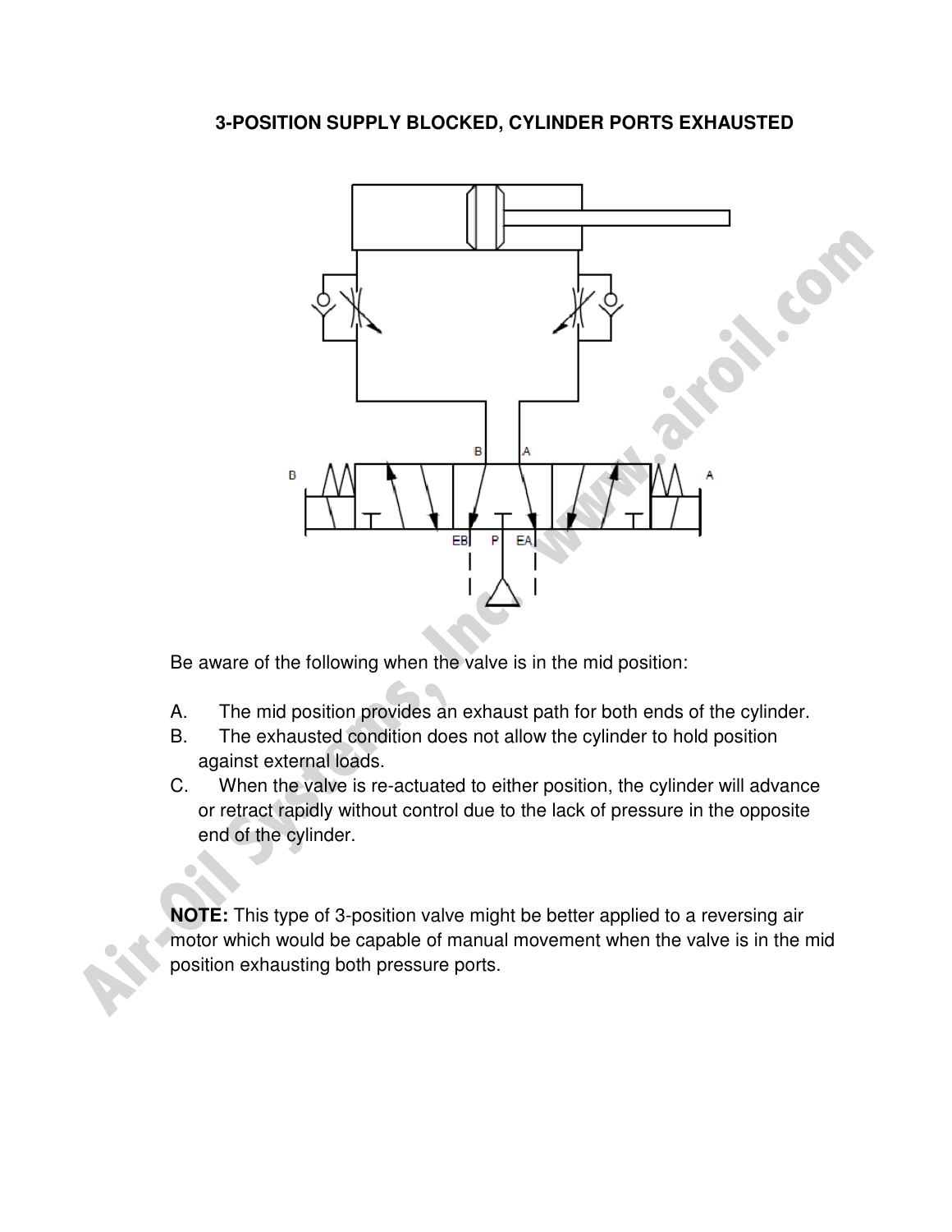# 3-POSITION SUPPLY BLOCKED, CYLINDER PORTS EXHAUSTED

Be aware of the following when the valve is in the mid position:

A. The mid position provides an exhaust path for both ends of the cylinder.

B. The exhausted condition does not allow the cylinder to hold position against external loads.

C. When the valve is re-actuated to either position, the cylinder will advance or retract rapidly without control due to the lack of pressure in the opposite end of the cylinder.

**NOTE:** This type of 3-position valve might be better applied to a reversing air motor which would be capable of manual movement when the valve is in the mid position exhausting both pressure ports.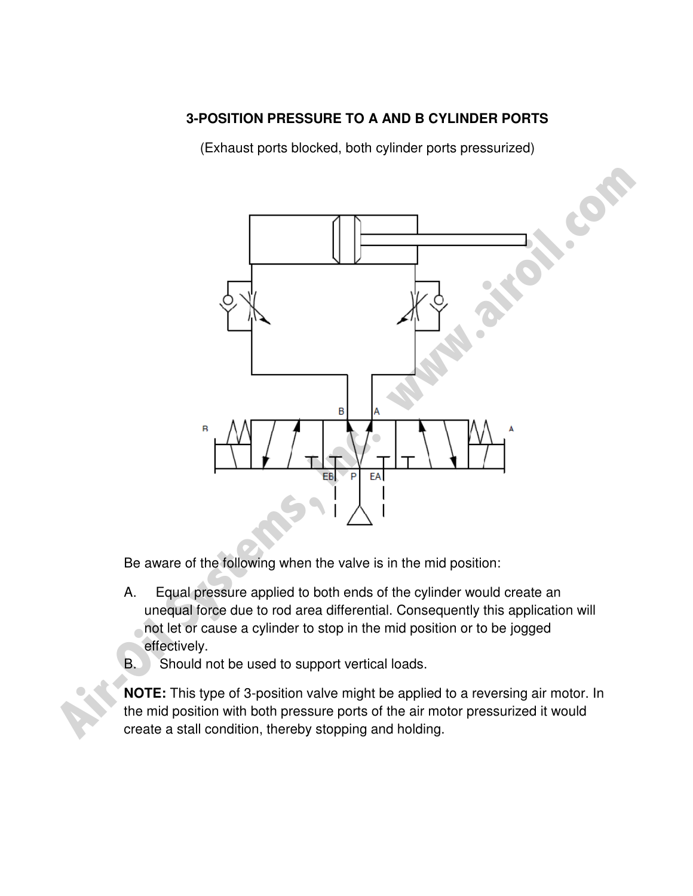**3-POSITION PRESSURE TO A AND B CYLINDER PORTS**

(Exhaust ports blocked, both cylinder ports pressurized)

Be aware of the following when the valve is in the mid position:

A. Equal pressure applied to both ends of the cylinder would create an unequal force due to rod area differential. Consequently this application will not let or cause a cylinder to stop in the mid position or to be jogged effectively.

B. Should not be used to support vertical loads.

**NOTE:** This type of 3-position valve might be applied to a reversing air motor. In the mid position with both pressure ports of the air motor pressurized it would create a stall condition, thereby stopping and holding.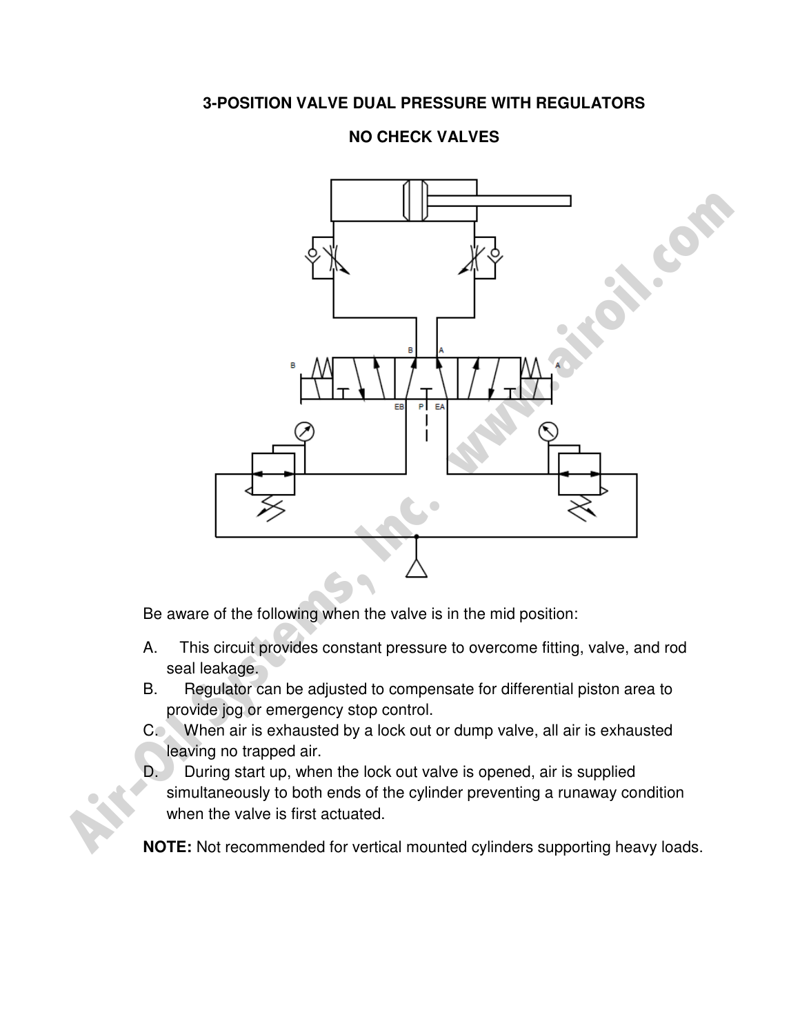# 3-POSITION VALVE DUAL PRESSURE WITH REGULATORS

## NO CHECK VALVES

Be aware of the following when the valve is in the mid position:

A. This circuit provides constant pressure to overcome fitting, valve, and rod seal leakage.

B. Regulator can be adjusted to compensate for differential piston area to provide jog or emergency stop control.

C. When air is exhausted by a lock out or dump valve, all air is exhausted leaving no trapped air.

D. During start up, when the lock out valve is opened, air is supplied simultaneously to both ends of the cylinder preventing a runaway condition when the valve is first actuated.

**NOTE:** Not recommended for vertical mounted cylinders supporting heavy loads.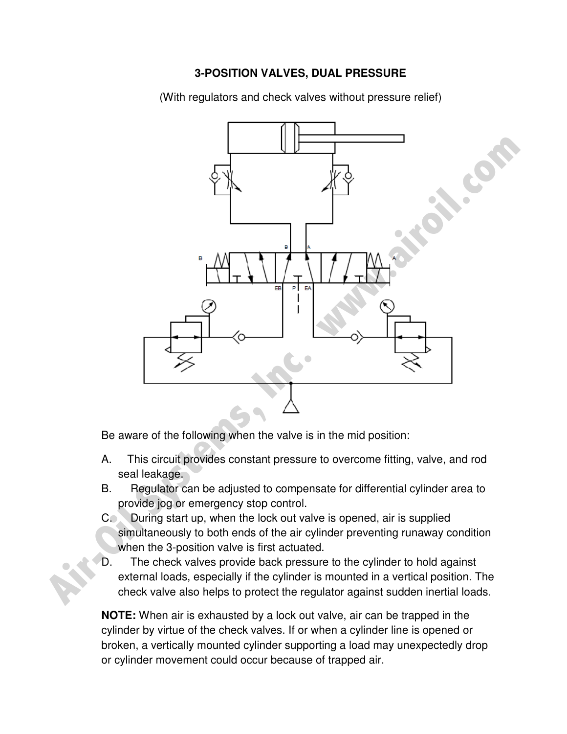# 3-POSITION VALVES, DUAL PRESSURE

(With regulators and check valves without pressure relief)

Be aware of the following when the valve is in the mid position:

A. This circuit provides constant pressure to overcome fitting, valve, and rod seal leakage.

B. Regulator can be adjusted to compensate for differential cylinder area to provide jog or emergency stop control.

C. During start up, when the lock out valve is opened, air is supplied simultaneously to both ends of the air cylinder preventing runaway condition when the 3-position valve is first actuated.

D. The check valves provide back pressure to the cylinder to hold against external loads, especially if the cylinder is mounted in a vertical position. The check valve also helps to protect the regulator against sudden inertial loads.

**NOTE:** When air is exhausted by a lock out valve, air can be trapped in the cylinder by virtue of the check valves. If or when a cylinder line is opened or broken, a vertically mounted cylinder supporting a load may unexpectedly drop or cylinder movement could occur because of trapped air.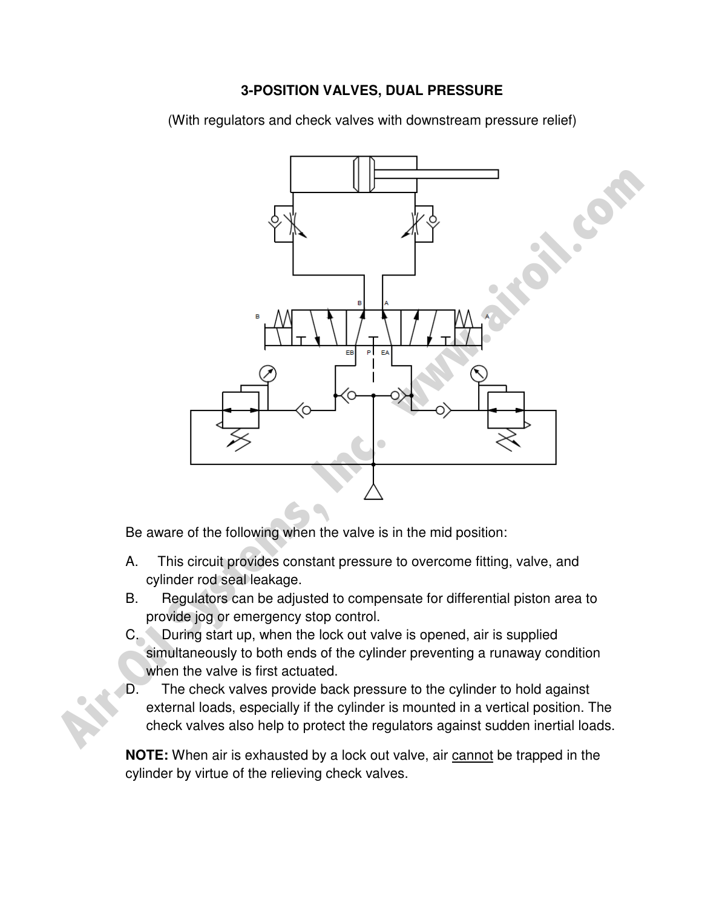**3-POSITION VALVES, DUAL PRESSURE**

(With regulators and check valves with downstream pressure relief)

B A

B A

EB P EA

Be aware of the following when the valve is in the mid position:

A. This circuit provides constant pressure to overcome fitting, valve, and cylinder rod seal leakage.

B. Regulators can be adjusted to compensate for differential piston area to provide jog or emergency stop control.

C. During start up, when the lock out valve is opened, air is supplied simultaneously to both ends of the cylinder preventing a runaway condition when the valve is first actuated.

D. The check valves provide back pressure to the cylinder to hold against external loads, especially if the cylinder is mounted in a vertical position. The check valves also help to protect the regulators against sudden inertial loads.

**NOTE:** When air is exhausted by a lock out valve, air cannot be trapped in the cylinder by virtue of the relieving check valves.